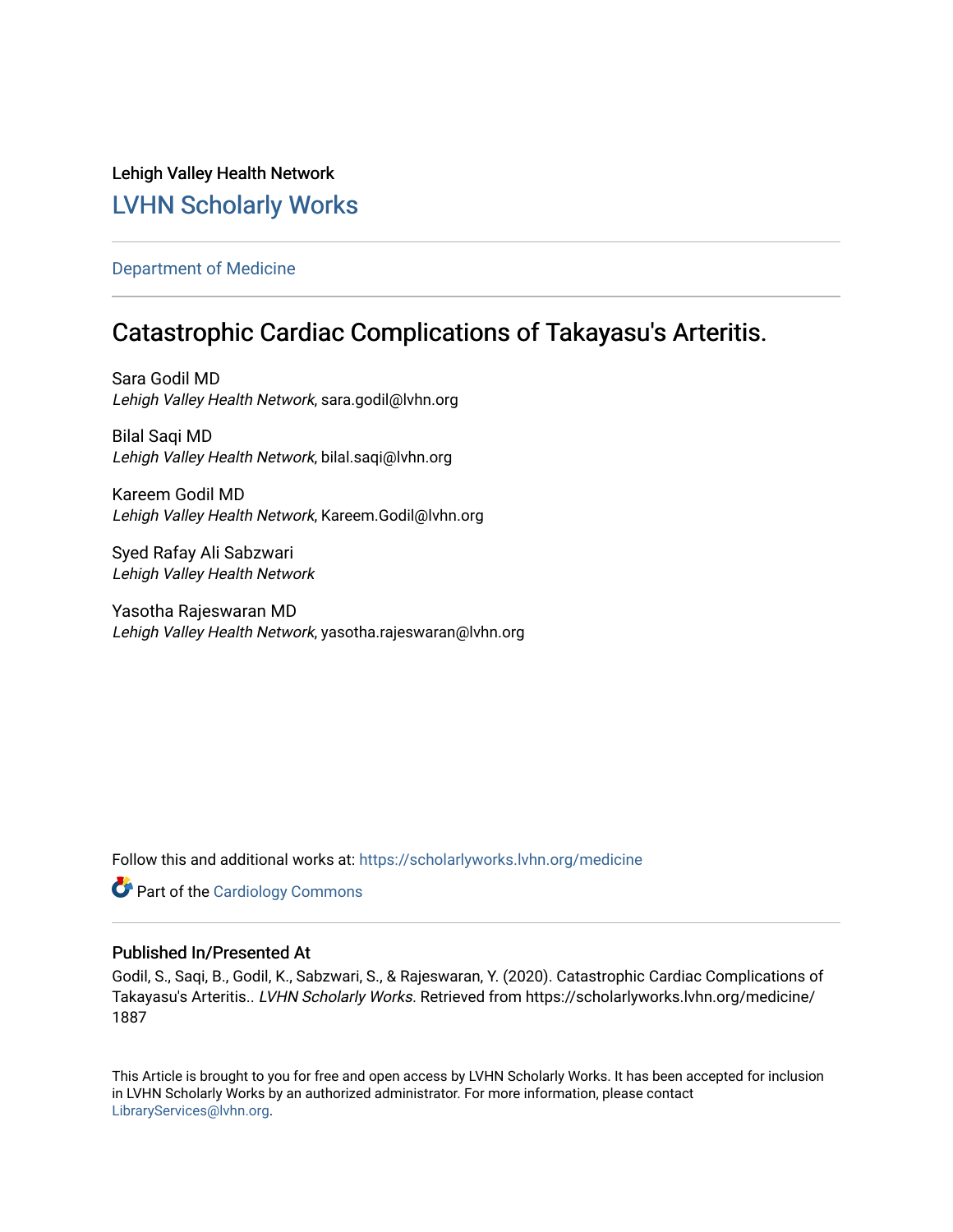Lehigh Valley Health Network

# LVHN Scholarly Works

Department of Medicine

## Catastrophic Cardiac Complications of Takayasu's Arteritis.

Sara Godil MD
*Lehigh Valley Health Network*, sara.godil@lvhn.org

Bilal Saqi MD
*Lehigh Valley Health Network*, bilal.saqi@lvhn.org

Kareem Godil MD
*Lehigh Valley Health Network*, Kareem.Godil@lvhn.org

Syed Rafay Ali Sabzwari
*Lehigh Valley Health Network*

Yasotha Rajeswaran MD
*Lehigh Valley Health Network*, yasotha.rajeswaran@lvhn.org

Follow this and additional works at: https://scholarlyworks.lvhn.org/medicine

Part of the Cardiology Commons

### Published In/Presented At

Godil, S., Saqi, B., Godil, K., Sabzwari, S., & Rajeswaran, Y. (2020). Catastrophic Cardiac Complications of Takayasu's Arteritis.. *LVHN Scholarly Works*. Retrieved from https://scholarlyworks.lvhn.org/medicine/1887

This Article is brought to you for free and open access by LVHN Scholarly Works. It has been accepted for inclusion in LVHN Scholarly Works by an authorized administrator. For more information, please contact LibraryServices@lvhn.org.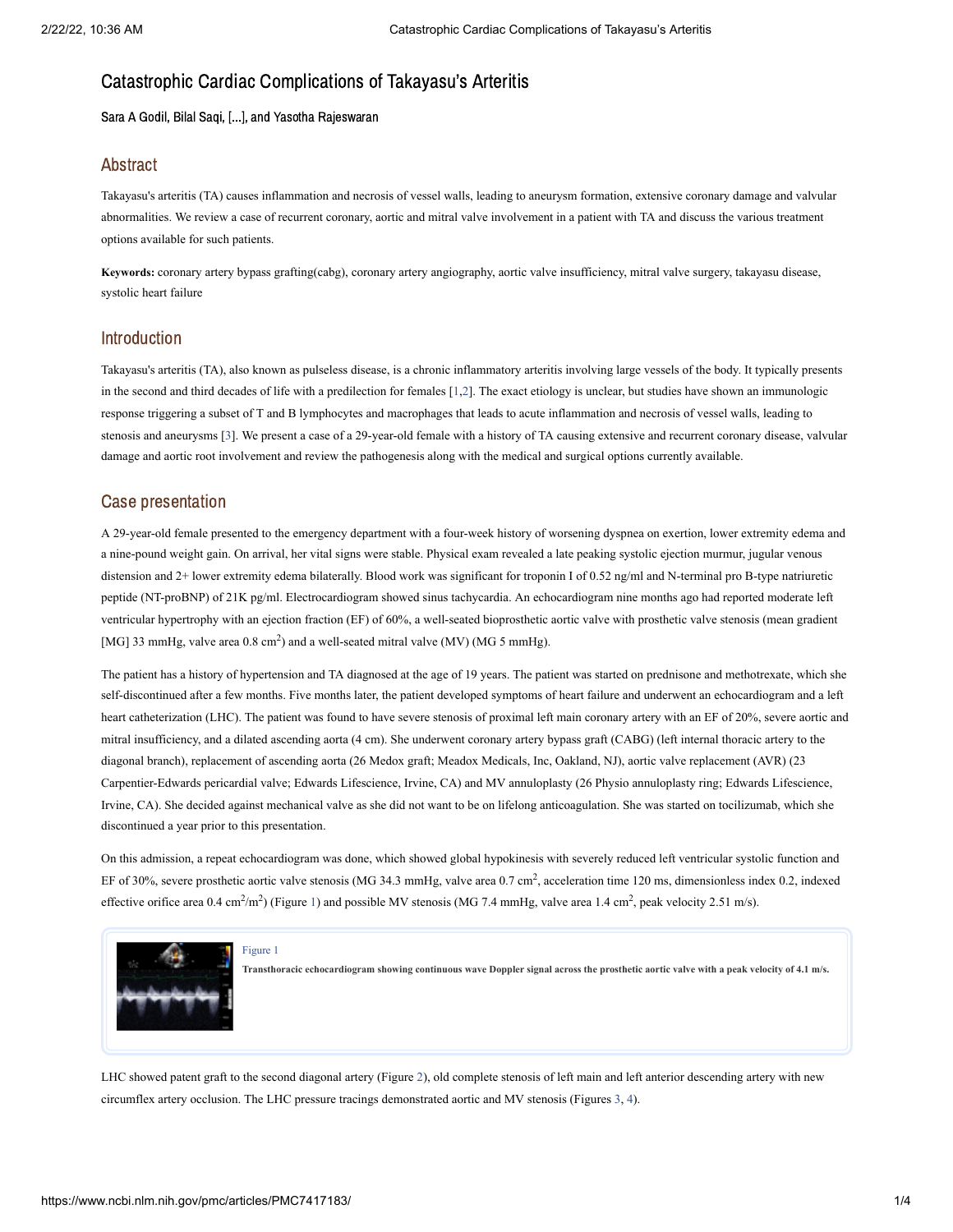# Catastrophic Cardiac Complications of Takayasu's Arteritis

Sara A Godil, Bilal Saqi, [...], and Yasotha Rajeswaran

## Abstract

Takayasu's arteritis (TA) causes inflammation and necrosis of vessel walls, leading to aneurysm formation, extensive coronary damage and valvular abnormalities. We review a case of recurrent coronary, aortic and mitral valve involvement in a patient with TA and discuss the various treatment options available for such patients.

**Keywords:** coronary artery bypass grafting(cabg), coronary artery angiography, aortic valve insufficiency, mitral valve surgery, takayasu disease, systolic heart failure

## Introduction

Takayasu's arteritis (TA), also known as pulseless disease, is a chronic inflammatory arteritis involving large vessels of the body. It typically presents in the second and third decades of life with a predilection for females [1,2]. The exact etiology is unclear, but studies have shown an immunologic response triggering a subset of T and B lymphocytes and macrophages that leads to acute inflammation and necrosis of vessel walls, leading to stenosis and aneurysms [3]. We present a case of a 29-year-old female with a history of TA causing extensive and recurrent coronary disease, valvular damage and aortic root involvement and review the pathogenesis along with the medical and surgical options currently available.

## Case presentation

A 29-year-old female presented to the emergency department with a four-week history of worsening dyspnea on exertion, lower extremity edema and a nine-pound weight gain. On arrival, her vital signs were stable. Physical exam revealed a late peaking systolic ejection murmur, jugular venous distension and 2+ lower extremity edema bilaterally. Blood work was significant for troponin I of 0.52 ng/ml and N-terminal pro B-type natriuretic peptide (NT-proBNP) of 21K pg/ml. Electrocardiogram showed sinus tachycardia. An echocardiogram nine months ago had reported moderate left ventricular hypertrophy with an ejection fraction (EF) of 60%, a well-seated bioprosthetic aortic valve with prosthetic valve stenosis (mean gradient [MG] 33 mmHg, valve area 0.8 $cm^2$) and a well-seated mitral valve (MV) (MG 5 mmHg).

The patient has a history of hypertension and TA diagnosed at the age of 19 years. The patient was started on prednisone and methotrexate, which she self-discontinued after a few months. Five months later, the patient developed symptoms of heart failure and underwent an echocardiogram and a left heart catheterization (LHC). The patient was found to have severe stenosis of proximal left main coronary artery with an EF of 20%, severe aortic and mitral insufficiency, and a dilated ascending aorta (4 cm). She underwent coronary artery bypass graft (CABG) (left internal thoracic artery to the diagonal branch), replacement of ascending aorta (26 Medox graft; Meadox Medicals, Inc, Oakland, NJ), aortic valve replacement (AVR) (23 Carpentier-Edwards pericardial valve; Edwards Lifescience, Irvine, CA) and MV annuloplasty (26 Physio annuloplasty ring; Edwards Lifescience, Irvine, CA). She decided against mechanical valve as she did not want to be on lifelong anticoagulation. She was started on tocilizumab, which she discontinued a year prior to this presentation.

On this admission, a repeat echocardiogram was done, which showed global hypokinesis with severely reduced left ventricular systolic function and EF of 30%, severe prosthetic aortic valve stenosis (MG 34.3 mmHg, valve area 0.7 $cm^2$, acceleration time 120 ms, dimensionless index 0.2, indexed effective orifice area 0.4 $cm^2/m^2$) (Figure 1) and possible MV stenosis (MG 7.4 mmHg, valve area 1.4 $cm^2$, peak velocity 2.51 m/s).

Figure 1

**Transthoracic echocardiogram showing continuous wave Doppler signal across the prosthetic aortic valve with a peak velocity of 4.1 m/s.**

LHC showed patent graft to the second diagonal artery (Figure 2), old complete stenosis of left main and left anterior descending artery with new circumflex artery occlusion. The LHC pressure tracings demonstrated aortic and MV stenosis (Figures 3, 4).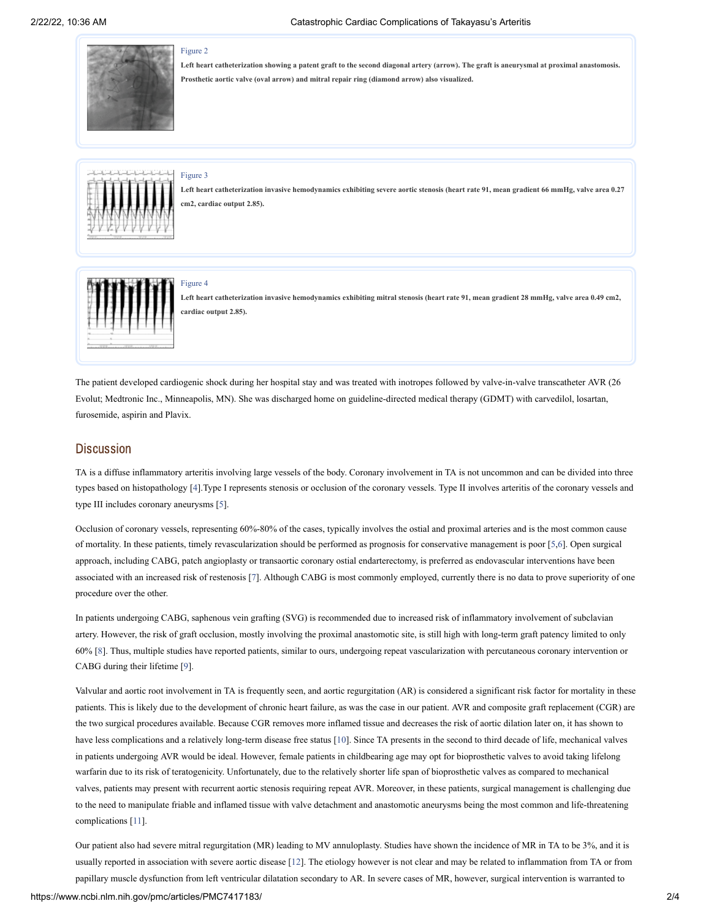Figure 2

**Left heart catheterization showing a patent graft to the second diagonal artery (arrow). The graft is aneurysmal at proximal anastomosis. Prosthetic aortic valve (oval arrow) and mitral repair ring (diamond arrow) also visualized.**

Figure 3

**Left heart catheterization invasive hemodynamics exhibiting severe aortic stenosis (heart rate 91, mean gradient 66 mmHg, valve area 0.27 cm2, cardiac output 2.85).**

Figure 4

**Left heart catheterization invasive hemodynamics exhibiting mitral stenosis (heart rate 91, mean gradient 28 mmHg, valve area 0.49 cm2, cardiac output 2.85).**

The patient developed cardiogenic shock during her hospital stay and was treated with inotropes followed by valve-in-valve transcatheter AVR (26 Evolut; Medtronic Inc., Minneapolis, MN). She was discharged home on guideline-directed medical therapy (GDMT) with carvedilol, losartan, furosemide, aspirin and Plavix.

## Discussion

TA is a diffuse inflammatory arteritis involving large vessels of the body. Coronary involvement in TA is not uncommon and can be divided into three types based on histopathology [4].Type I represents stenosis or occlusion of the coronary vessels. Type II involves arteritis of the coronary vessels and type III includes coronary aneurysms [5].

Occlusion of coronary vessels, representing 60%-80% of the cases, typically involves the ostial and proximal arteries and is the most common cause of mortality. In these patients, timely revascularization should be performed as prognosis for conservative management is poor [5,6]. Open surgical approach, including CABG, patch angioplasty or transaortic coronary ostial endarterectomy, is preferred as endovascular interventions have been associated with an increased risk of restenosis [7]. Although CABG is most commonly employed, currently there is no data to prove superiority of one procedure over the other.

In patients undergoing CABG, saphenous vein grafting (SVG) is recommended due to increased risk of inflammatory involvement of subclavian artery. However, the risk of graft occlusion, mostly involving the proximal anastomotic site, is still high with long-term graft patency limited to only 60% [8]. Thus, multiple studies have reported patients, similar to ours, undergoing repeat vascularization with percutaneous coronary intervention or CABG during their lifetime [9].

Valvular and aortic root involvement in TA is frequently seen, and aortic regurgitation (AR) is considered a significant risk factor for mortality in these patients. This is likely due to the development of chronic heart failure, as was the case in our patient. AVR and composite graft replacement (CGR) are the two surgical procedures available. Because CGR removes more inflamed tissue and decreases the risk of aortic dilation later on, it has shown to have less complications and a relatively long-term disease free status [10]. Since TA presents in the second to third decade of life, mechanical valves in patients undergoing AVR would be ideal. However, female patients in childbearing age may opt for bioprosthetic valves to avoid taking lifelong warfarin due to its risk of teratogenicity. Unfortunately, due to the relatively shorter life span of bioprosthetic valves as compared to mechanical valves, patients may present with recurrent aortic stenosis requiring repeat AVR. Moreover, in these patients, surgical management is challenging due to the need to manipulate friable and inflamed tissue with valve detachment and anastomotic aneurysms being the most common and life-threatening complications [11].

Our patient also had severe mitral regurgitation (MR) leading to MV annuloplasty. Studies have shown the incidence of MR in TA to be 3%, and it is usually reported in association with severe aortic disease [12]. The etiology however is not clear and may be related to inflammation from TA or from papillary muscle dysfunction from left ventricular dilatation secondary to AR. In severe cases of MR, however, surgical intervention is warranted to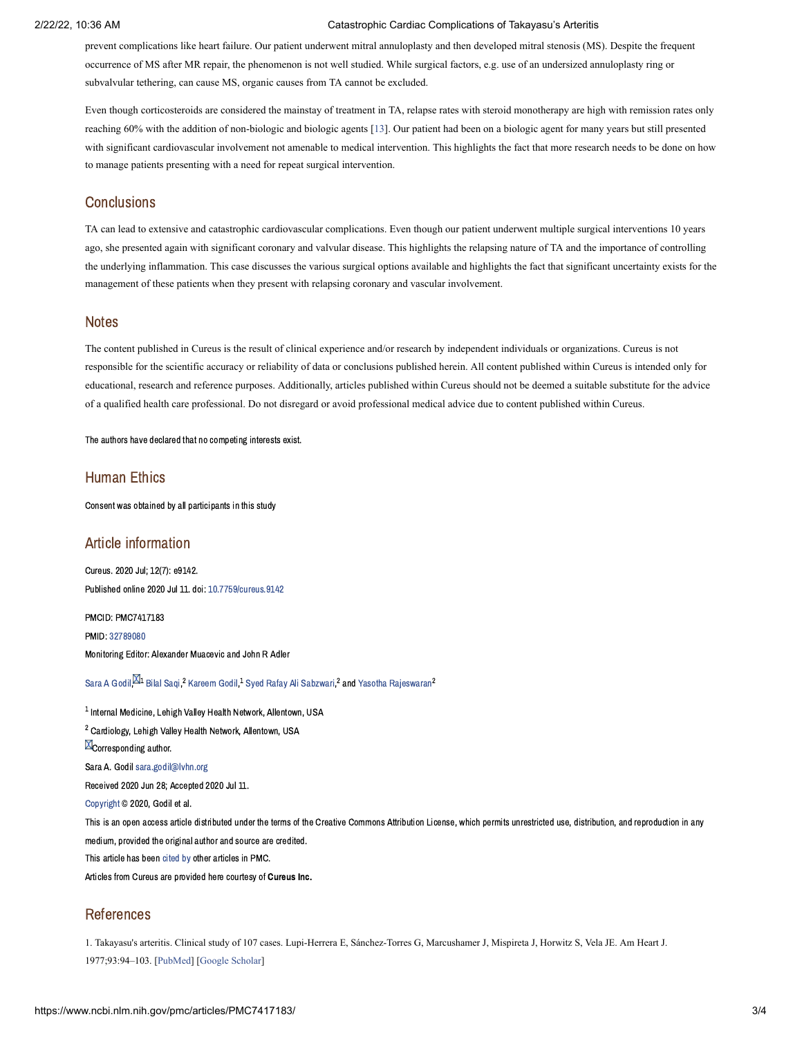prevent complications like heart failure. Our patient underwent mitral annuloplasty and then developed mitral stenosis (MS). Despite the frequent occurrence of MS after MR repair, the phenomenon is not well studied. While surgical factors, e.g. use of an undersized annuloplasty ring or subvalvular tethering, can cause MS, organic causes from TA cannot be excluded.

Even though corticosteroids are considered the mainstay of treatment in TA, relapse rates with steroid monotherapy are high with remission rates only reaching 60% with the addition of non-biologic and biologic agents [13]. Our patient had been on a biologic agent for many years but still presented with significant cardiovascular involvement not amenable to medical intervention. This highlights the fact that more research needs to be done on how to manage patients presenting with a need for repeat surgical intervention.

## Conclusions

TA can lead to extensive and catastrophic cardiovascular complications. Even though our patient underwent multiple surgical interventions 10 years ago, she presented again with significant coronary and valvular disease. This highlights the relapsing nature of TA and the importance of controlling the underlying inflammation. This case discusses the various surgical options available and highlights the fact that significant uncertainty exists for the management of these patients when they present with relapsing coronary and vascular involvement.

## Notes

The content published in Cureus is the result of clinical experience and/or research by independent individuals or organizations. Cureus is not responsible for the scientific accuracy or reliability of data or conclusions published herein. All content published within Cureus is intended only for educational, research and reference purposes. Additionally, articles published within Cureus should not be deemed a suitable substitute for the advice of a qualified health care professional. Do not disregard or avoid professional medical advice due to content published within Cureus.

The authors have declared that no competing interests exist.

## Human Ethics

Consent was obtained by all participants in this study

## Article information

Cureus. 2020 Jul; 12(7): e9142.
Published online 2020 Jul 11. doi: 10.7759/cureus.9142

PMCID: PMC7417183
PMID: 32789080
Monitoring Editor: Alexander Muacevic and John R Adler

Sara A Godil,[1] Bilal Saqi,[2] Kareem Godil,[1] Syed Rafay Ali Sabzwari,[2] and Yasotha Rajeswaran[2]

[1] Internal Medicine, Lehigh Valley Health Network, Allentown, USA
[2] Cardiology, Lehigh Valley Health Network, Allentown, USA
Corresponding author.
Sara A. Godil sara.godil@lvhn.org
Received 2020 Jun 28; Accepted 2020 Jul 11.
Copyright © 2020, Godil et al.
This is an open access article distributed under the terms of the Creative Commons Attribution License, which permits unrestricted use, distribution, and reproduction in any medium, provided the original author and source are credited.
This article has been cited by other articles in PMC.
Articles from Cureus are provided here courtesy of **Cureus Inc.**

## References

1. Takayasu's arteritis. Clinical study of 107 cases. Lupi-Herrera E, Sánchez-Torres G, Marcushamer J, Mispireta J, Horwitz S, Vela JE. Am Heart J. 1977;93:94–103. [PubMed] [Google Scholar]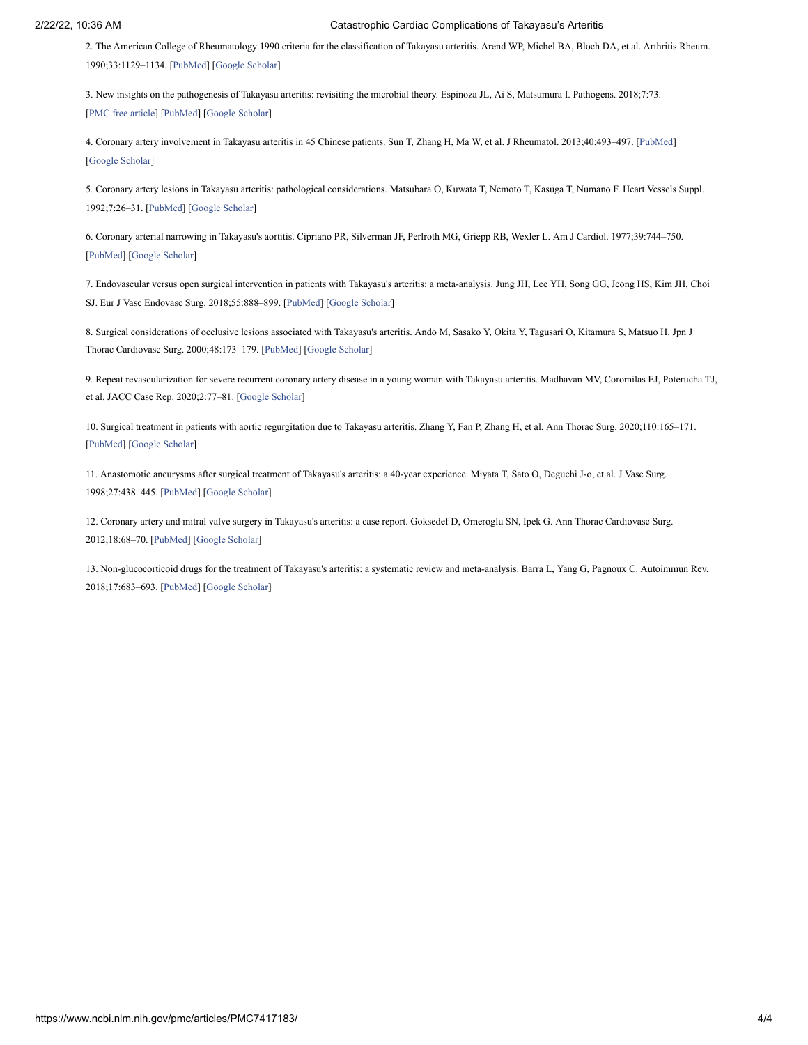2. The American College of Rheumatology 1990 criteria for the classification of Takayasu arteritis. Arend WP, Michel BA, Bloch DA, et al. Arthritis Rheum. 1990;33:1129–1134. [PubMed] [Google Scholar]

3. New insights on the pathogenesis of Takayasu arteritis: revisiting the microbial theory. Espinoza JL, Ai S, Matsumura I. Pathogens. 2018;7:73. [PMC free article] [PubMed] [Google Scholar]

4. Coronary artery involvement in Takayasu arteritis in 45 Chinese patients. Sun T, Zhang H, Ma W, et al. J Rheumatol. 2013;40:493–497. [PubMed] [Google Scholar]

5. Coronary artery lesions in Takayasu arteritis: pathological considerations. Matsubara O, Kuwata T, Nemoto T, Kasuga T, Numano F. Heart Vessels Suppl. 1992;7:26–31. [PubMed] [Google Scholar]

6. Coronary arterial narrowing in Takayasu's aortitis. Cipriano PR, Silverman JF, Perlroth MG, Griepp RB, Wexler L. Am J Cardiol. 1977;39:744–750. [PubMed] [Google Scholar]

7. Endovascular versus open surgical intervention in patients with Takayasu's arteritis: a meta-analysis. Jung JH, Lee YH, Song GG, Jeong HS, Kim JH, Choi SJ. Eur J Vasc Endovasc Surg. 2018;55:888–899. [PubMed] [Google Scholar]

8. Surgical considerations of occlusive lesions associated with Takayasu's arteritis. Ando M, Sasako Y, Okita Y, Tagusari O, Kitamura S, Matsuo H. Jpn J Thorac Cardiovasc Surg. 2000;48:173–179. [PubMed] [Google Scholar]

9. Repeat revascularization for severe recurrent coronary artery disease in a young woman with Takayasu arteritis. Madhavan MV, Coromilas EJ, Poterucha TJ, et al. JACC Case Rep. 2020;2:77–81. [Google Scholar]

10. Surgical treatment in patients with aortic regurgitation due to Takayasu arteritis. Zhang Y, Fan P, Zhang H, et al. Ann Thorac Surg. 2020;110:165–171. [PubMed] [Google Scholar]

11. Anastomotic aneurysms after surgical treatment of Takayasu's arteritis: a 40-year experience. Miyata T, Sato O, Deguchi J-o, et al. J Vasc Surg. 1998;27:438–445. [PubMed] [Google Scholar]

12. Coronary artery and mitral valve surgery in Takayasu's arteritis: a case report. Goksedef D, Omeroglu SN, Ipek G. Ann Thorac Cardiovasc Surg. 2012;18:68–70. [PubMed] [Google Scholar]

13. Non-glucocorticoid drugs for the treatment of Takayasu's arteritis: a systematic review and meta-analysis. Barra L, Yang G, Pagnoux C. Autoimmun Rev. 2018;17:683–693. [PubMed] [Google Scholar]